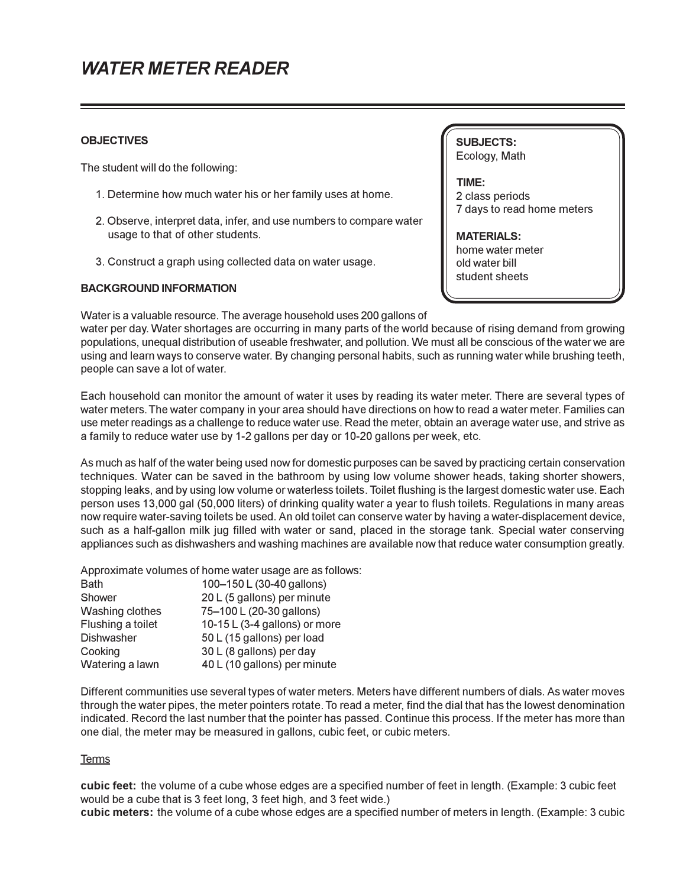# WATER METER READER

**SUBJECTS:**
Ecology, Math

**TIME:**
2 class periods
7 days to read home meters

**MATERIALS:**
home water meter
old water bill
student sheets

## OBJECTIVES

The student will do the following:

1. Determine how much water his or her family uses at home.
2. Observe, interpret data, infer, and use numbers to compare water usage to that of other students.
3. Construct a graph using collected data on water usage.

## BACKGROUND INFORMATION

Water is a valuable resource. The average household uses 200 gallons of water per day. Water shortages are occurring in many parts of the world because of rising demand from growing populations, unequal distribution of useable freshwater, and pollution. We must all be conscious of the water we are using and learn ways to conserve water. By changing personal habits, such as running water while brushing teeth, people can save a lot of water.

Each household can monitor the amount of water it uses by reading its water meter. There are several types of water meters. The water company in your area should have directions on how to read a water meter. Families can use meter readings as a challenge to reduce water use. Read the meter, obtain an average water use, and strive as a family to reduce water use by 1-2 gallons per day or 10-20 gallons per week, etc.

As much as half of the water being used now for domestic purposes can be saved by practicing certain conservation techniques. Water can be saved in the bathroom by using low volume shower heads, taking shorter showers, stopping leaks, and by using low volume or waterless toilets. Toilet flushing is the largest domestic water use. Each person uses 13,000 gal (50,000 liters) of drinking quality water a year to flush toilets. Regulations in many areas now require water-saving toilets be used. An old toilet can conserve water by having a water-displacement device, such as a half-gallon milk jug filled with water or sand, placed in the storage tank. Special water conserving appliances such as dishwashers and washing machines are available now that reduce water consumption greatly.

Approximate volumes of home water usage are as follows:

| | |
|---|---|
| Bath | 100–150 L (30-40 gallons) |
| Shower | 20 L (5 gallons) per minute |
| Washing clothes | 75–100 L (20-30 gallons) |
| Flushing a toilet | 10-15 L (3-4 gallons) or more |
| Dishwasher | 50 L (15 gallons) per load |
| Cooking | 30 L (8 gallons) per day |
| Watering a lawn | 40 L (10 gallons) per minute |

Different communities use several types of water meters. Meters have different numbers of dials. As water moves through the water pipes, the meter pointers rotate. To read a meter, find the dial that has the lowest denomination indicated. Record the last number that the pointer has passed. Continue this process. If the meter has more than one dial, the meter may be measured in gallons, cubic feet, or cubic meters.

<u>Terms</u>

**cubic feet:** the volume of a cube whose edges are a specified number of feet in length. (Example: 3 cubic feet would be a cube that is 3 feet long, 3 feet high, and 3 feet wide.)
**cubic meters:** the volume of a cube whose edges are a specified number of meters in length. (Example: 3 cubic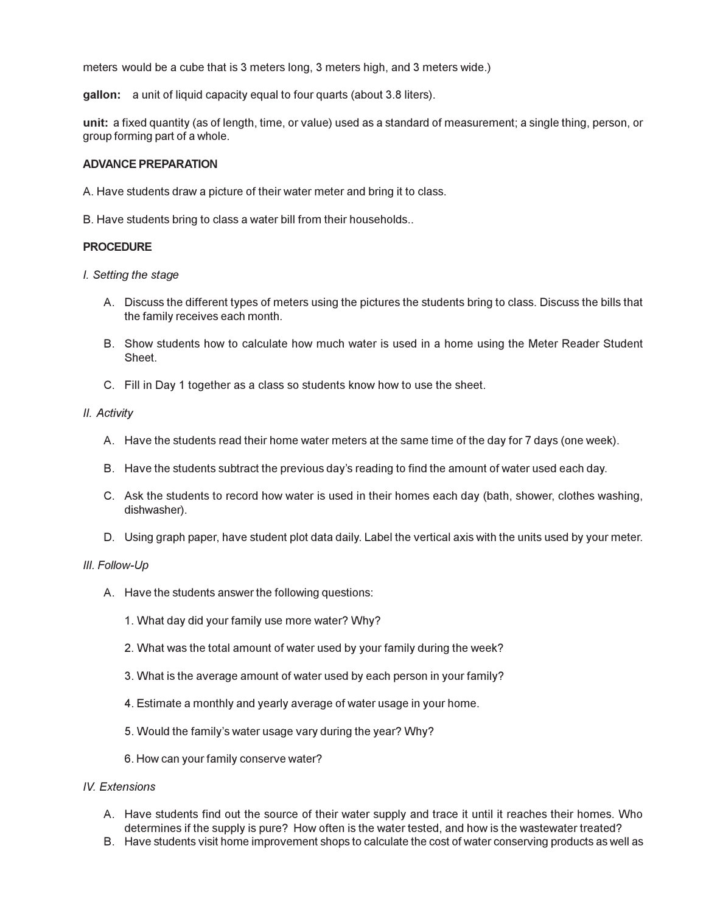meters would be a cube that is 3 meters long, 3 meters high, and 3 meters wide.)

**gallon:** a unit of liquid capacity equal to four quarts (about 3.8 liters).

**unit:** a fixed quantity (as of length, time, or value) used as a standard of measurement; a single thing, person, or group forming part of a whole.

**ADVANCE PREPARATION**

A. Have students draw a picture of their water meter and bring it to class.

B. Have students bring to class a water bill from their households..

**PROCEDURE**

*I. Setting the stage*

A. Discuss the different types of meters using the pictures the students bring to class. Discuss the bills that the family receives each month.

B. Show students how to calculate how much water is used in a home using the Meter Reader Student Sheet.

C. Fill in Day 1 together as a class so students know how to use the sheet.

*II. Activity*

A. Have the students read their home water meters at the same time of the day for 7 days (one week).

B. Have the students subtract the previous day's reading to find the amount of water used each day.

C. Ask the students to record how water is used in their homes each day (bath, shower, clothes washing, dishwasher).

D. Using graph paper, have student plot data daily. Label the vertical axis with the units used by your meter.

*III. Follow-Up*

A. Have the students answer the following questions:

1. What day did your family use more water? Why?

2. What was the total amount of water used by your family during the week?

3. What is the average amount of water used by each person in your family?

4. Estimate a monthly and yearly average of water usage in your home.

5. Would the family's water usage vary during the year? Why?

6. How can your family conserve water?

*IV. Extensions*

A. Have students find out the source of their water supply and trace it until it reaches their homes. Who determines if the supply is pure? How often is the water tested, and how is the wastewater treated?

B. Have students visit home improvement shops to calculate the cost of water conserving products as well as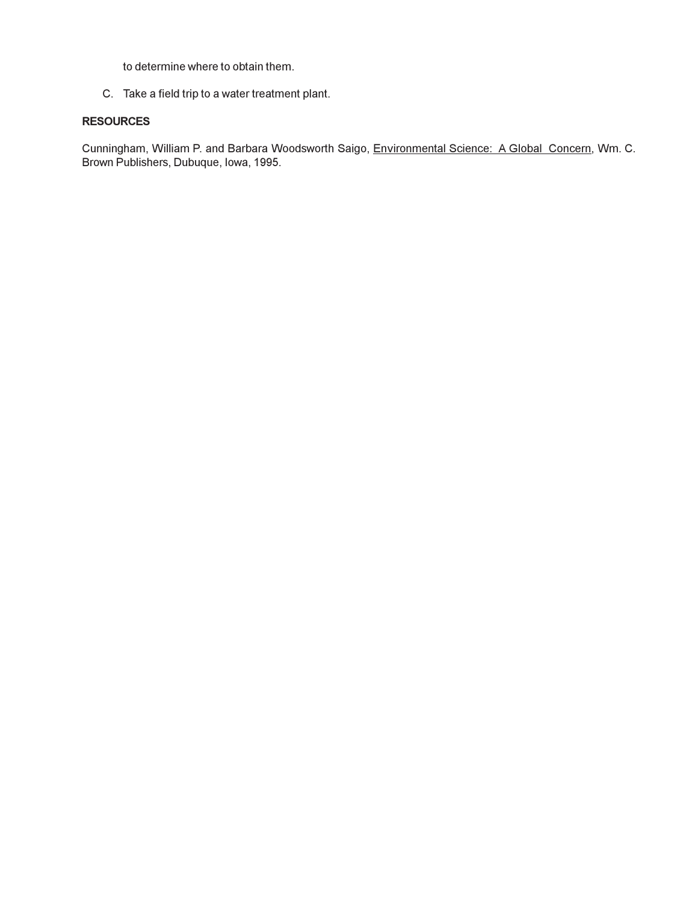to determine where to obtain them.

C. Take a field trip to a water treatment plant.

**RESOURCES**

Cunningham, William P. and Barbara Woodsworth Saigo, Environmental Science: A Global Concern, Wm. C. Brown Publishers, Dubuque, Iowa, 1995.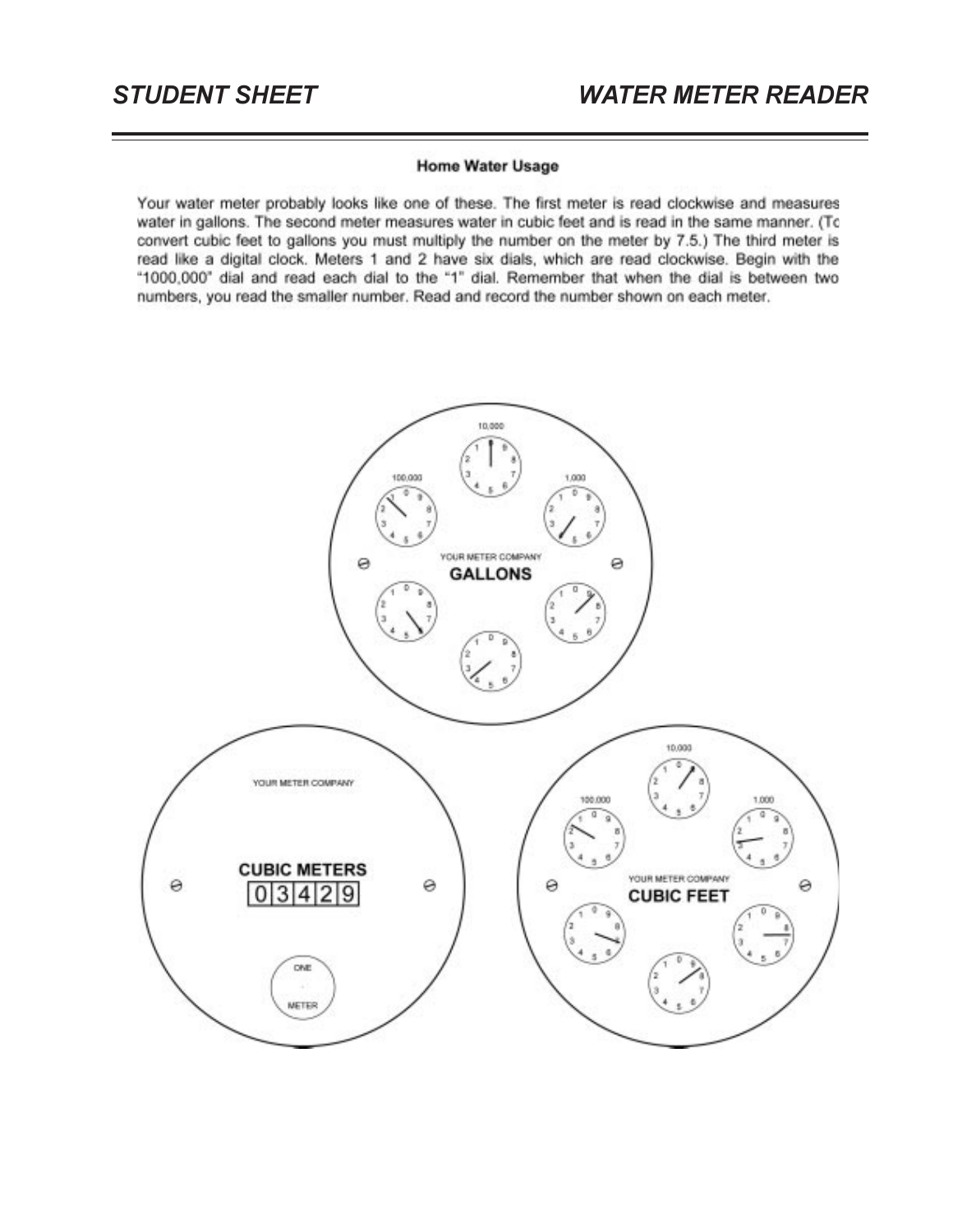## Home Water Usage

Your water meter probably looks like one of these. The first meter is read clockwise and measures water in gallons. The second meter measures water in cubic feet and is read in the same manner. (To convert cubic feet to gallons you must multiply the number on the meter by 7.5.) The third meter is read like a digital clock. Meters 1 and 2 have six dials, which are read clockwise. Begin with the "1000,000" dial and read each dial to the "1" dial. Remember that when the dial is between two numbers, you read the smaller number. Read and record the number shown on each meter.

10,000

100,000

1,000

YOUR METER COMPANY

**GALLONS**

YOUR METER COMPANY

**CUBIC METERS**

0 3 4 2 9

ONE METER

10,000

100,000

1,000

YOUR METER COMPANY

**CUBIC FEET**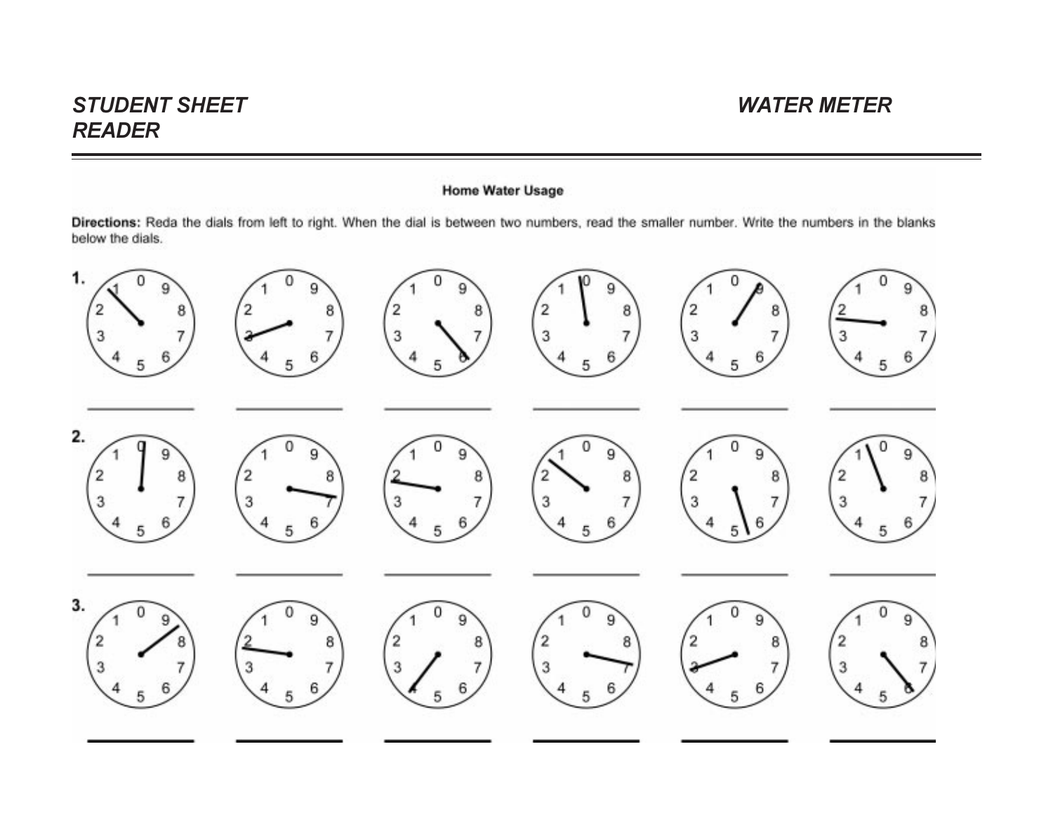# STUDENT SHEET READER

# WATER METER

## Home Water Usage

**Directions:** Reda the dials from left to right. When the dial is between two numbers, read the smaller number. Write the numbers in the blanks below the dials.

**1.** \_\_\_\_\_\_\_\_ \_\_\_\_\_\_\_\_ \_\_\_\_\_\_\_\_ \_\_\_\_\_\_\_\_ \_\_\_\_\_\_\_\_ \_\_\_\_\_\_\_\_

**2.** \_\_\_\_\_\_\_\_ \_\_\_\_\_\_\_\_ \_\_\_\_\_\_\_\_ \_\_\_\_\_\_\_\_ \_\_\_\_\_\_\_\_ \_\_\_\_\_\_\_\_

**3.** \_\_\_\_\_\_\_\_ \_\_\_\_\_\_\_\_ \_\_\_\_\_\_\_\_ \_\_\_\_\_\_\_\_ \_\_\_\_\_\_\_\_ \_\_\_\_\_\_\_\_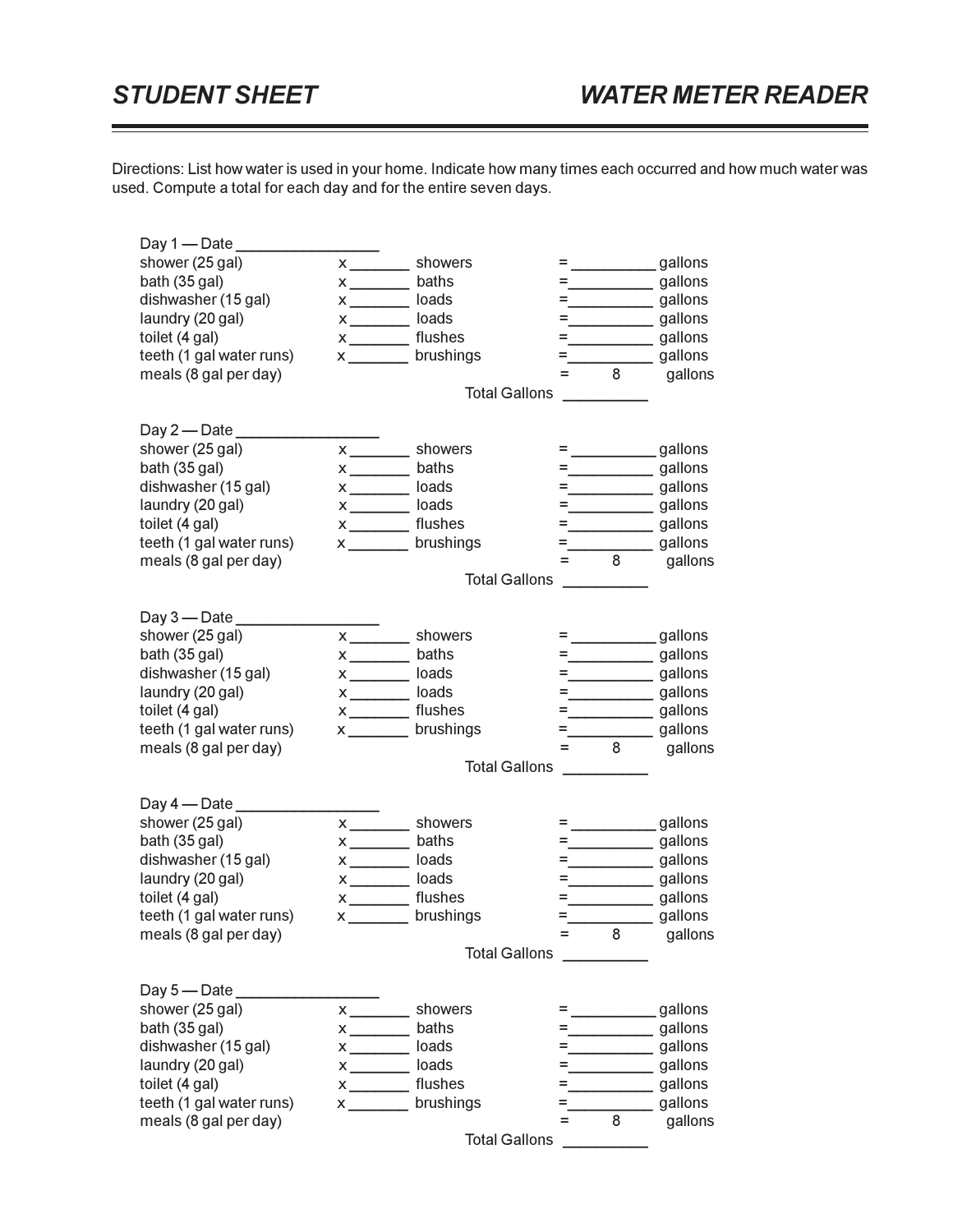# STUDENT SHEET — WATER METER READER

Directions: List how water is used in your home. Indicate how many times each occurred and how much water was used. Compute a total for each day and for the entire seven days.

Day 1 — Date ________________

| | | | | |
|---|---|---|---|---|
| shower (25 gal) | x _______ | showers | = __________ | gallons |
| bath (35 gal) | x _______ | baths | = __________ | gallons |
| dishwasher (15 gal) | x _______ | loads | = __________ | gallons |
| laundry (20 gal) | x _______ | loads | = __________ | gallons |
| toilet (4 gal) | x _______ | flushes | = __________ | gallons |
| teeth (1 gal water runs) | x _______ | brushings | = __________ | gallons |
| meals (8 gal per day) | | | = 8 | gallons |
| | | Total Gallons | __________ | |

Day 2 — Date ________________

| | | | | |
|---|---|---|---|---|
| shower (25 gal) | x _______ | showers | = __________ | gallons |
| bath (35 gal) | x _______ | baths | = __________ | gallons |
| dishwasher (15 gal) | x _______ | loads | = __________ | gallons |
| laundry (20 gal) | x _______ | loads | = __________ | gallons |
| toilet (4 gal) | x _______ | flushes | = __________ | gallons |
| teeth (1 gal water runs) | x _______ | brushings | = __________ | gallons |
| meals (8 gal per day) | | | = 8 | gallons |
| | | Total Gallons | __________ | |

Day 3 — Date ________________

| | | | | |
|---|---|---|---|---|
| shower (25 gal) | x _______ | showers | = __________ | gallons |
| bath (35 gal) | x _______ | baths | = __________ | gallons |
| dishwasher (15 gal) | x _______ | loads | = __________ | gallons |
| laundry (20 gal) | x _______ | loads | = __________ | gallons |
| toilet (4 gal) | x _______ | flushes | = __________ | gallons |
| teeth (1 gal water runs) | x _______ | brushings | = __________ | gallons |
| meals (8 gal per day) | | | = 8 | gallons |
| | | Total Gallons | __________ | |

Day 4 — Date ________________

| | | | | |
|---|---|---|---|---|
| shower (25 gal) | x _______ | showers | = __________ | gallons |
| bath (35 gal) | x _______ | baths | = __________ | gallons |
| dishwasher (15 gal) | x _______ | loads | = __________ | gallons |
| laundry (20 gal) | x _______ | loads | = __________ | gallons |
| toilet (4 gal) | x _______ | flushes | = __________ | gallons |
| teeth (1 gal water runs) | x _______ | brushings | = __________ | gallons |
| meals (8 gal per day) | | | = 8 | gallons |
| | | Total Gallons | __________ | |

Day 5 — Date ________________

| | | | | |
|---|---|---|---|---|
| shower (25 gal) | x _______ | showers | = __________ | gallons |
| bath (35 gal) | x _______ | baths | = __________ | gallons |
| dishwasher (15 gal) | x _______ | loads | = __________ | gallons |
| laundry (20 gal) | x _______ | loads | = __________ | gallons |
| toilet (4 gal) | x _______ | flushes | = __________ | gallons |
| teeth (1 gal water runs) | x _______ | brushings | = __________ | gallons |
| meals (8 gal per day) | | | = 8 | gallons |
| | | Total Gallons | __________ | |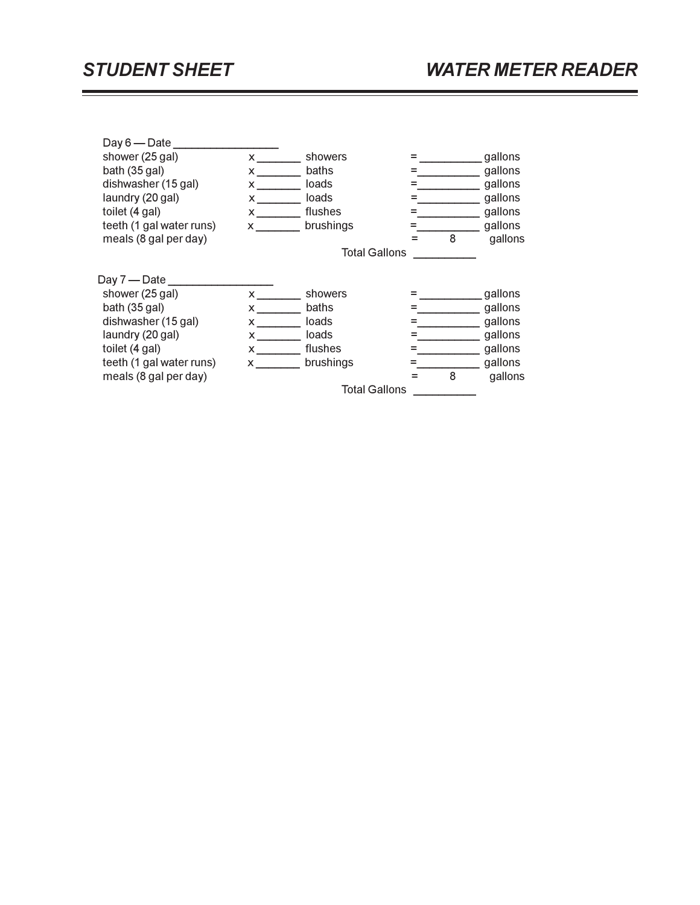# STUDENT SHEET — WATER METER READER

Day 6 — Date ________________

| | | | | |
|---|---|---|---|---|
| shower (25 gal) | x _______ | showers | = __________ | gallons |
| bath (35 gal) | x _______ | baths | = __________ | gallons |
| dishwasher (15 gal) | x _______ | loads | = __________ | gallons |
| laundry (20 gal) | x _______ | loads | = __________ | gallons |
| toilet (4 gal) | x _______ | flushes | = __________ | gallons |
| teeth (1 gal water runs) | x _______ | brushings | = __________ | gallons |
| meals (8 gal per day) | | | = 8 | gallons |
| | | Total Gallons | __________ | |

Day 7 — Date ________________

| | | | | |
|---|---|---|---|---|
| shower (25 gal) | x _______ | showers | = __________ | gallons |
| bath (35 gal) | x _______ | baths | = __________ | gallons |
| dishwasher (15 gal) | x _______ | loads | = __________ | gallons |
| laundry (20 gal) | x _______ | loads | = __________ | gallons |
| toilet (4 gal) | x _______ | flushes | = __________ | gallons |
| teeth (1 gal water runs) | x _______ | brushings | = __________ | gallons |
| meals (8 gal per day) | | | = 8 | gallons |
| | | Total Gallons | __________ | |